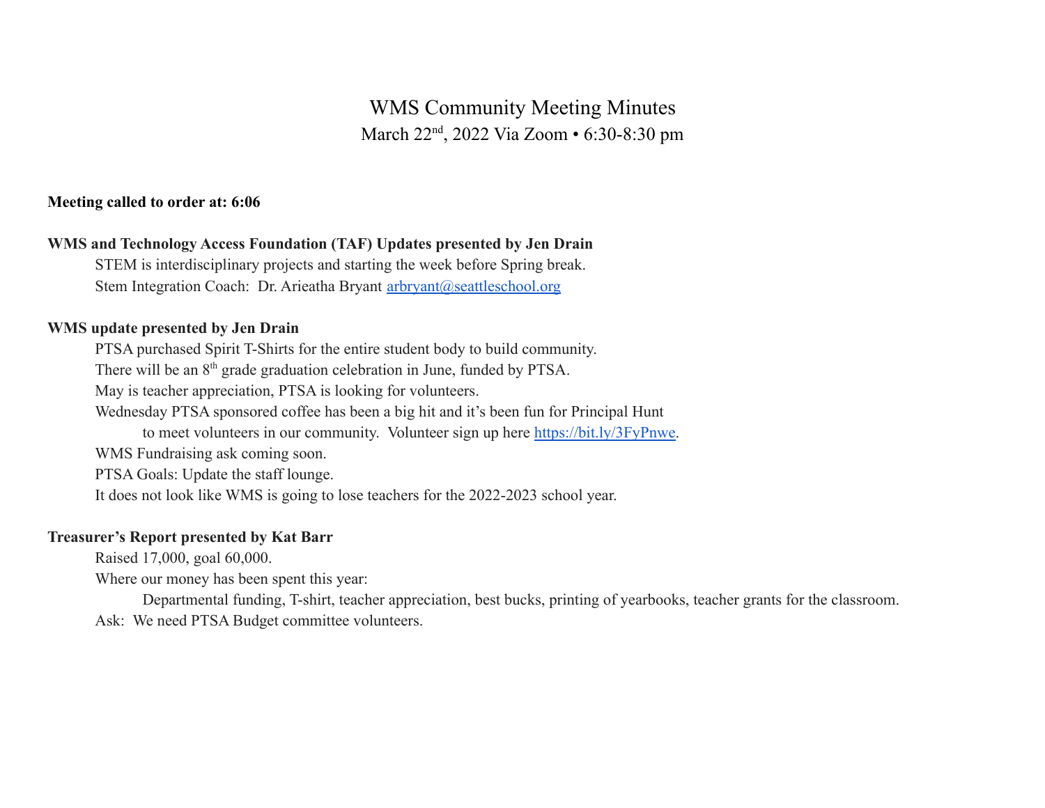# WMS Community Meeting Minutes

March 22nd, 2022 Via Zoom • 6:30-8:30 pm

**Meeting called to order at: 6:06**

**WMS and Technology Access Foundation (TAF) Updates presented by Jen Drain**

STEM is interdisciplinary projects and starting the week before Spring break.

Stem Integration Coach: Dr. Arieatha Bryant [arbryant@seattleschool.org](mailto:arbryant@seattleschool.org)

**WMS update presented by Jen Drain**

PTSA purchased Spirit T-Shirts for the entire student body to build community.

There will be an 8th grade graduation celebration in June, funded by PTSA.

May is teacher appreciation, PTSA is looking for volunteers.

Wednesday PTSA sponsored coffee has been a big hit and it's been fun for Principal Hunt to meet volunteers in our community. Volunteer sign up here [https://bit.ly/3FyPnwe](https://bit.ly/3FyPnwe).

WMS Fundraising ask coming soon.

PTSA Goals: Update the staff lounge.

It does not look like WMS is going to lose teachers for the 2022-2023 school year.

**Treasurer's Report presented by Kat Barr**

Raised 17,000, goal 60,000.

Where our money has been spent this year:

Departmental funding, T-shirt, teacher appreciation, best bucks, printing of yearbooks, teacher grants for the classroom.

Ask: We need PTSA Budget committee volunteers.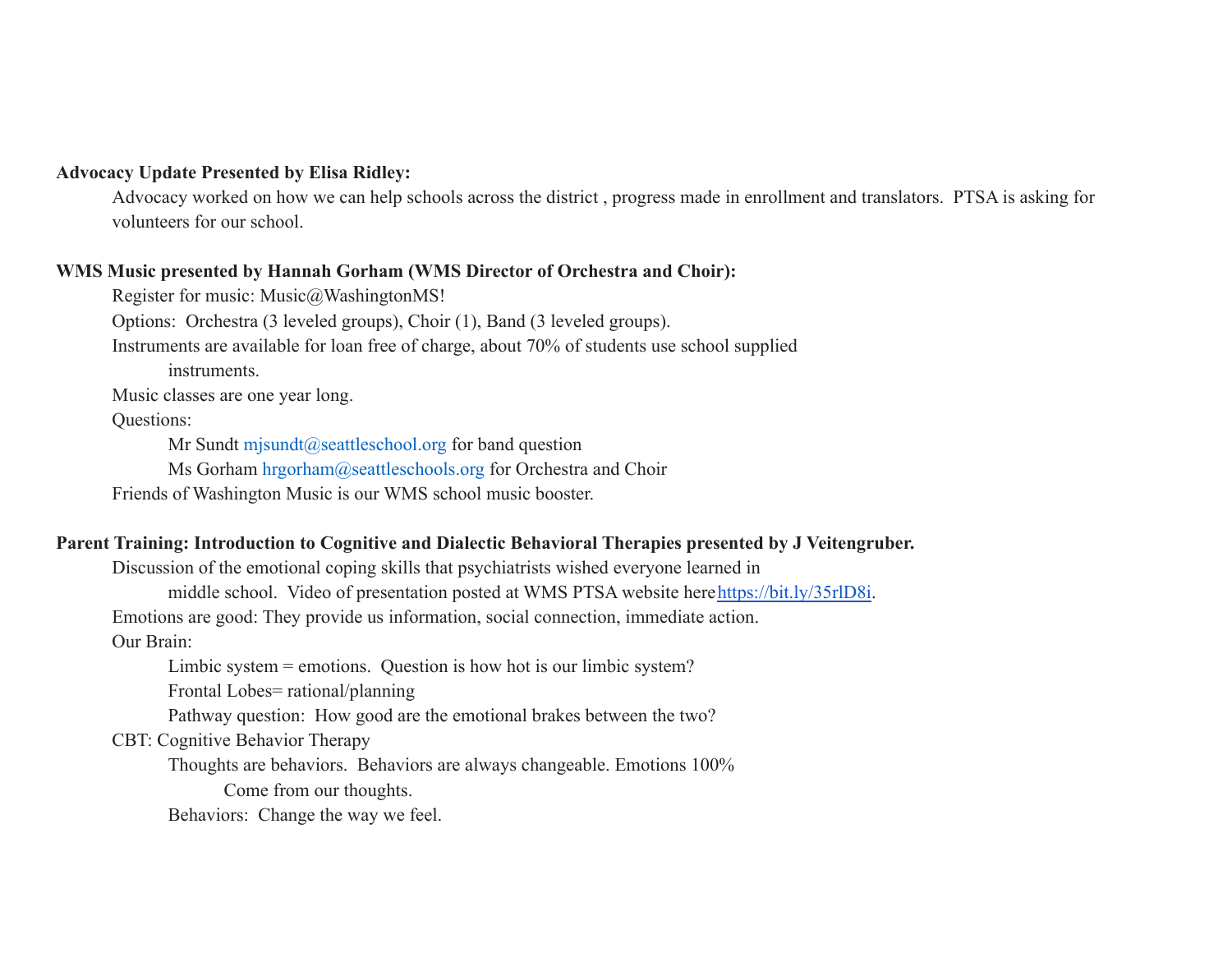**Advocacy Update Presented by Elisa Ridley:**

Advocacy worked on how we can help schools across the district , progress made in enrollment and translators. PTSA is asking for volunteers for our school.

**WMS Music presented by Hannah Gorham (WMS Director of Orchestra and Choir):**

- Register for music: Music@WashingtonMS!
- Options: Orchestra (3 leveled groups), Choir (1), Band (3 leveled groups).
- Instruments are available for loan free of charge, about 70% of students use school supplied instruments.
- Music classes are one year long.
- Questions:
  - Mr Sundt mjsundt@seattleschool.org for band question
  - Ms Gorham hrgorham@seattleschools.org for Orchestra and Choir
- Friends of Washington Music is our WMS school music booster.

**Parent Training: Introduction to Cognitive and Dialectic Behavioral Therapies presented by J Veitengruber.**

- Discussion of the emotional coping skills that psychiatrists wished everyone learned in middle school. Video of presentation posted at WMS PTSA website here [https://bit.ly/35rlD8i](https://bit.ly/35rlD8i).
- Emotions are good: They provide us information, social connection, immediate action.
- Our Brain:
  - Limbic system = emotions. Question is how hot is our limbic system?
  - Frontal Lobes= rational/planning
  - Pathway question: How good are the emotional brakes between the two?
- CBT: Cognitive Behavior Therapy
  - Thoughts are behaviors. Behaviors are always changeable. Emotions 100% Come from our thoughts.
  - Behaviors: Change the way we feel.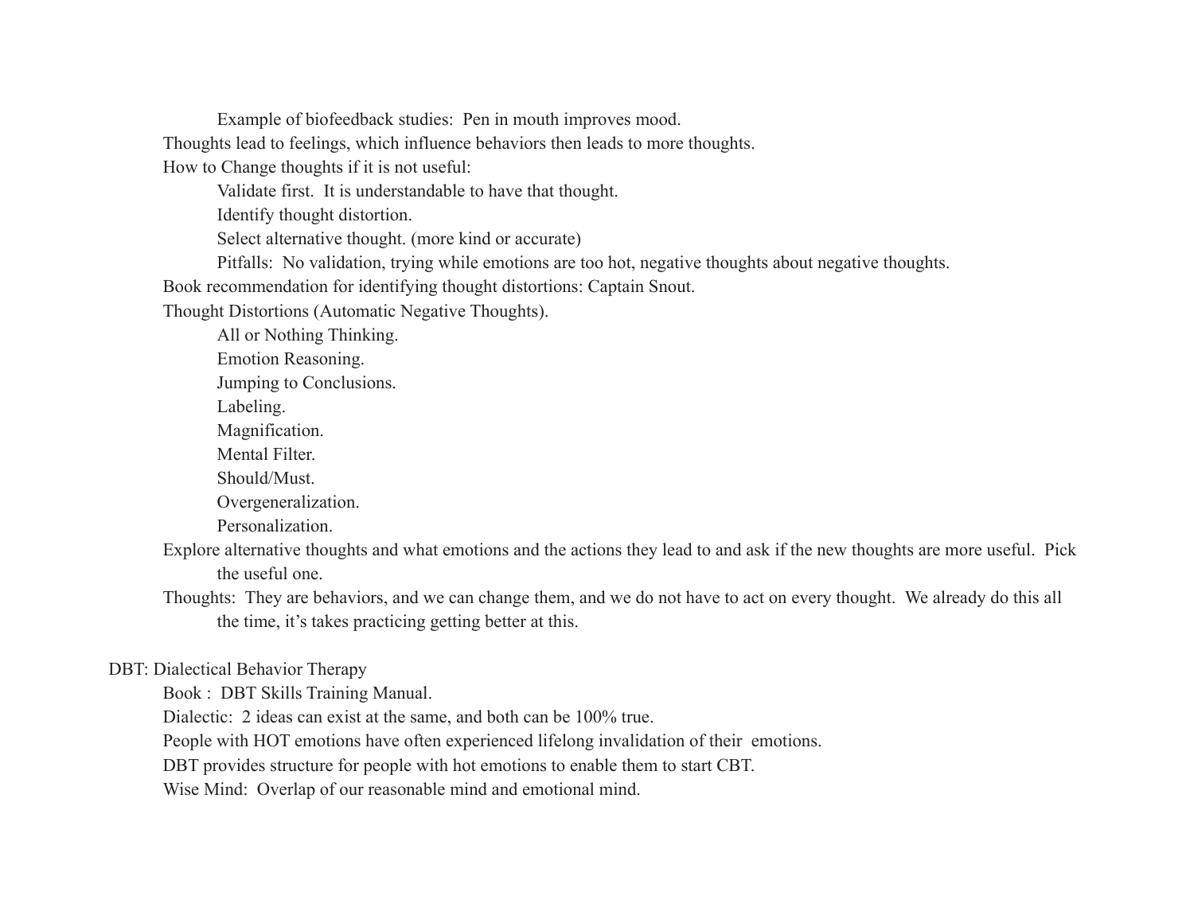- Example of biofeedback studies:  Pen in mouth improves mood.
    - Thoughts lead to feelings, which influence behaviors then leads to more thoughts.
    - How to Change thoughts if it is not useful:
        - Validate first.  It is understandable to have that thought.
        - Identify thought distortion.
        - Select alternative thought. (more kind or accurate)
        - Pitfalls:  No validation, trying while emotions are too hot, negative thoughts about negative thoughts.
    - Book recommendation for identifying thought distortions: Captain Snout.
    - Thought Distortions (Automatic Negative Thoughts).
        - All or Nothing Thinking.
        - Emotion Reasoning.
        - Jumping to Conclusions.
        - Labeling.
        - Magnification.
        - Mental Filter.
        - Should/Must.
        - Overgeneralization.
        - Personalization.
    - Explore alternative thoughts and what emotions and the actions they lead to and ask if the new thoughts are more useful.  Pick the useful one.
    - Thoughts:  They are behaviors, and we can change them, and we do not have to act on every thought.  We already do this all the time, it's takes practicing getting better at this.

- DBT: Dialectical Behavior Therapy
    - Book :  DBT Skills Training Manual.
    - Dialectic:  2 ideas can exist at the same, and both can be 100% true.
    - People with HOT emotions have often experienced lifelong invalidation of their  emotions.
    - DBT provides structure for people with hot emotions to enable them to start CBT.
    - Wise Mind:  Overlap of our reasonable mind and emotional mind.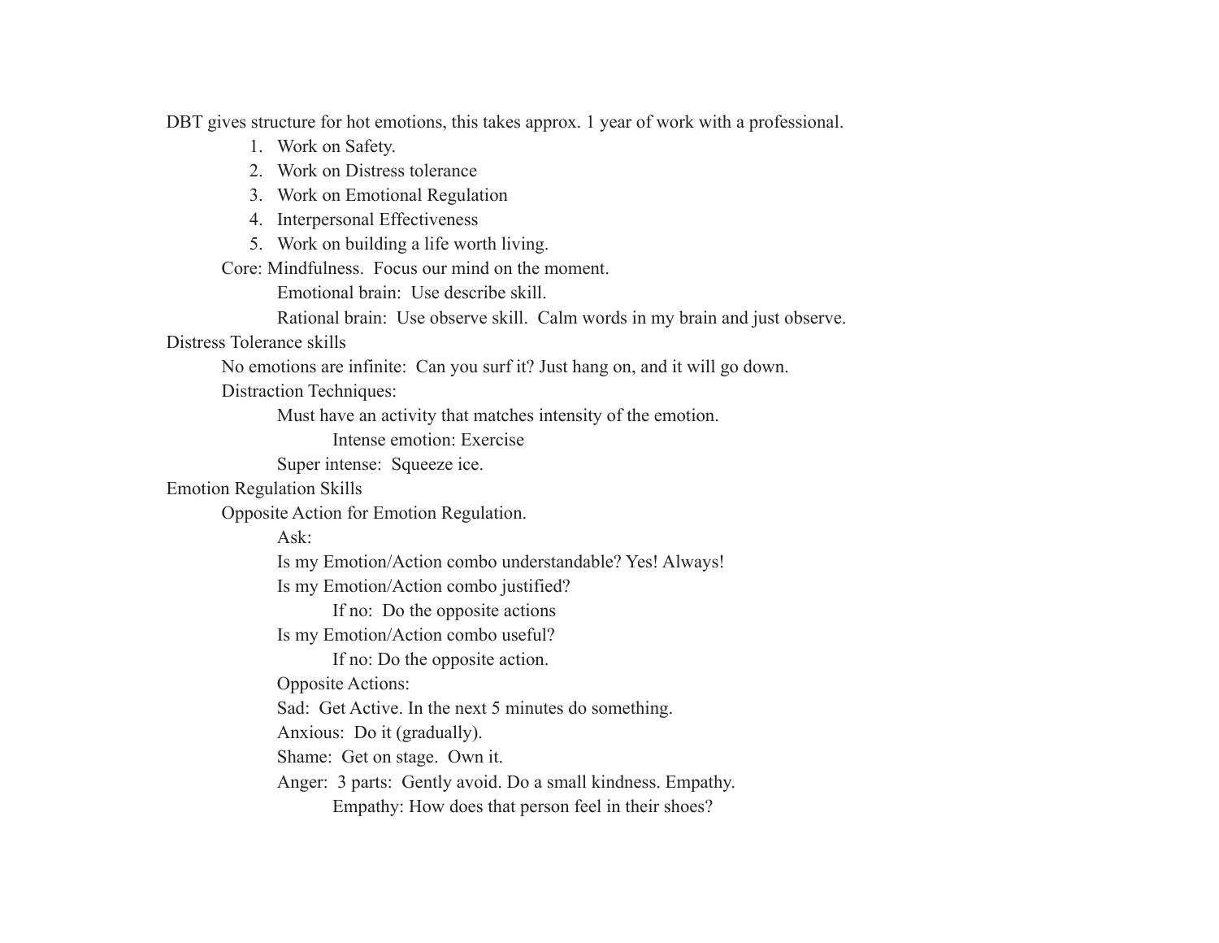DBT gives structure for hot emotions, this takes approx. 1 year of work with a professional.

1. Work on Safety.
2. Work on Distress tolerance
3. Work on Emotional Regulation
4. Interpersonal Effectiveness
5. Work on building a life worth living.

- Core: Mindfulness. Focus our mind on the moment.
  - Emotional brain: Use describe skill.
  - Rational brain: Use observe skill. Calm words in my brain and just observe.

Distress Tolerance skills

- No emotions are infinite: Can you surf it? Just hang on, and it will go down.
- Distraction Techniques:
  - Must have an activity that matches intensity of the emotion.
    - Intense emotion: Exercise
  - Super intense: Squeeze ice.

Emotion Regulation Skills

- Opposite Action for Emotion Regulation.
  - Ask:
  - Is my Emotion/Action combo understandable? Yes! Always!
  - Is my Emotion/Action combo justified?
    - If no: Do the opposite actions
  - Is my Emotion/Action combo useful?
    - If no: Do the opposite action.
  - Opposite Actions:
  - Sad: Get Active. In the next 5 minutes do something.
  - Anxious: Do it (gradually).
  - Shame: Get on stage. Own it.
  - Anger: 3 parts: Gently avoid. Do a small kindness. Empathy.
    - Empathy: How does that person feel in their shoes?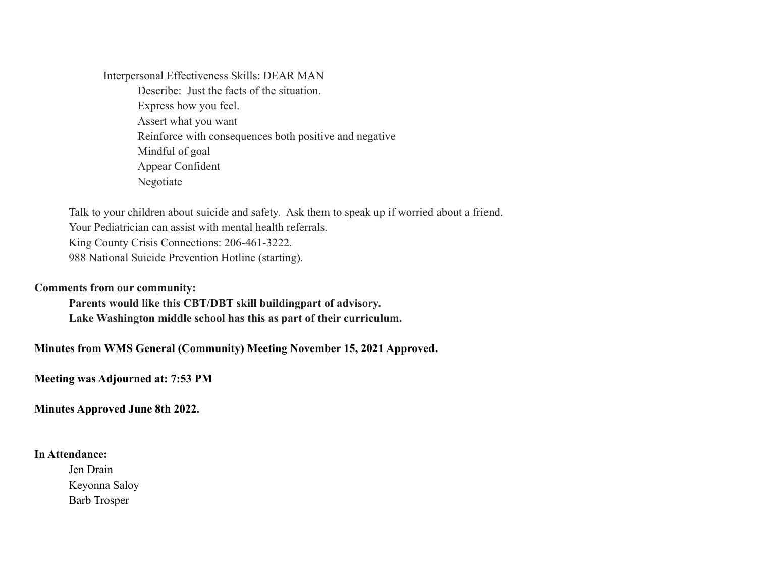Interpersonal Effectiveness Skills: DEAR MAN

- Describe: Just the facts of the situation.
- Express how you feel.
- Assert what you want
- Reinforce with consequences both positive and negative
- Mindful of goal
- Appear Confident
- Negotiate

Talk to your children about suicide and safety. Ask them to speak up if worried about a friend.
Your Pediatrician can assist with mental health referrals.
King County Crisis Connections: 206-461-3222.
988 National Suicide Prevention Hotline (starting).

**Comments from our community:**

**Parents would like this CBT/DBT skill buildingpart of advisory.**
**Lake Washington middle school has this as part of their curriculum.**

**Minutes from WMS General (Community) Meeting November 15, 2021 Approved.**

**Meeting was Adjourned at: 7:53 PM**

**Minutes Approved June 8th 2022.**

**In Attendance:**

Jen Drain
Keyonna Saloy
Barb Trosper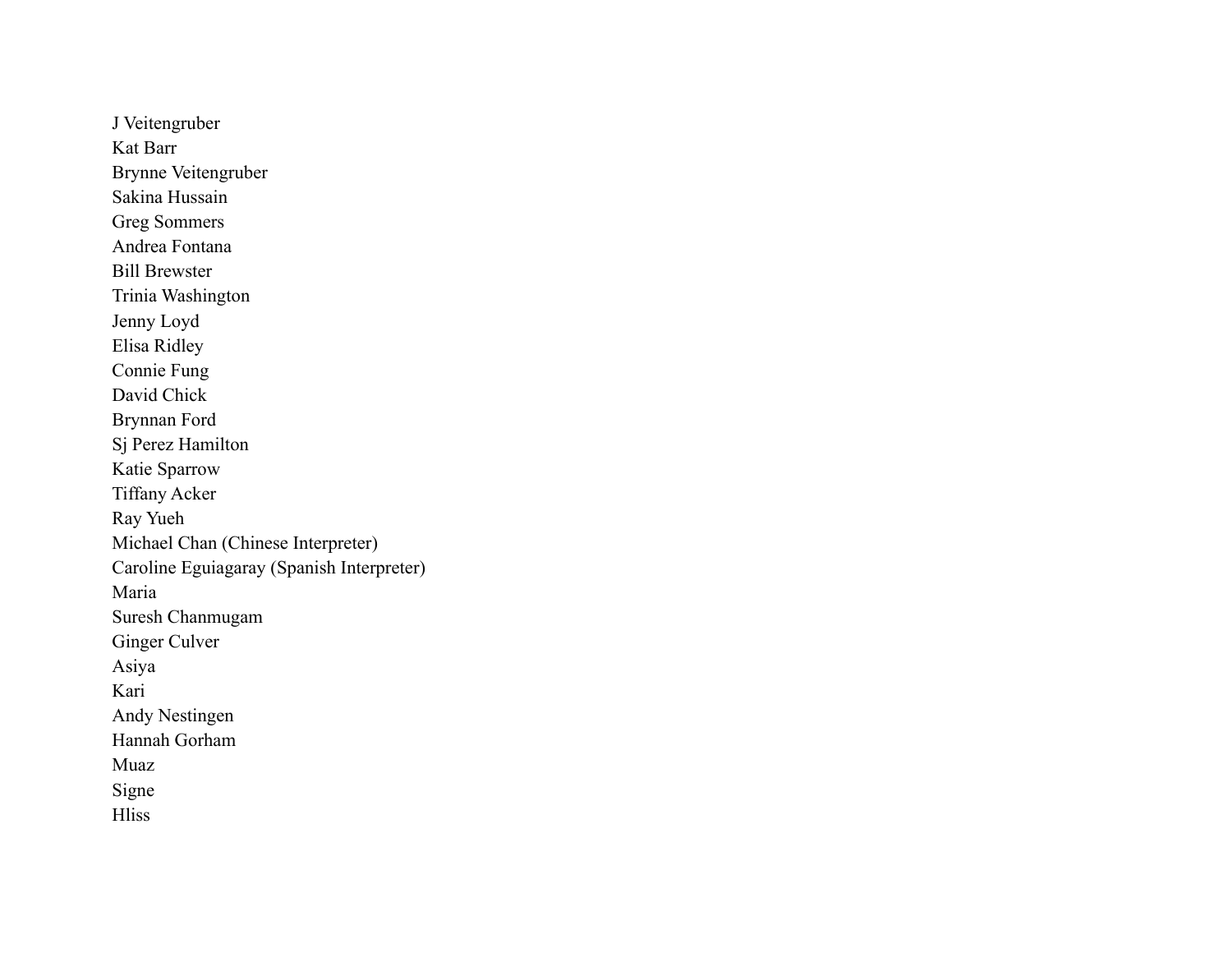J Veitengruber
Kat Barr
Brynne Veitengruber
Sakina Hussain
Greg Sommers
Andrea Fontana
Bill Brewster
Trinia Washington
Jenny Loyd
Elisa Ridley
Connie Fung
David Chick
Brynnan Ford
Sj Perez Hamilton
Katie Sparrow
Tiffany Acker
Ray Yueh
Michael Chan (Chinese Interpreter)
Caroline Eguiagaray (Spanish Interpreter)
Maria
Suresh Chanmugam
Ginger Culver
Asiya
Kari
Andy Nestingen
Hannah Gorham
Muaz
Signe
Hliss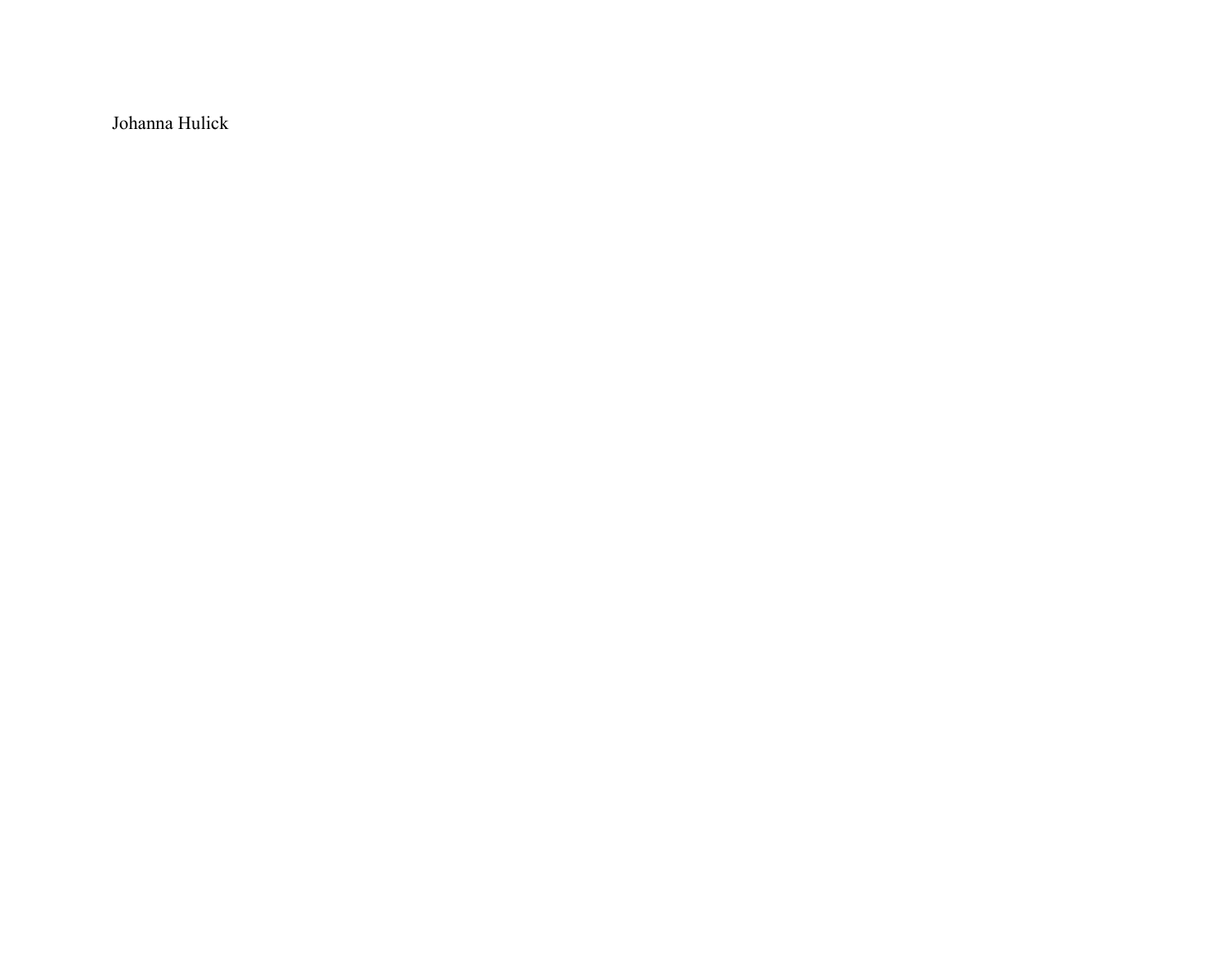Johanna Hulick